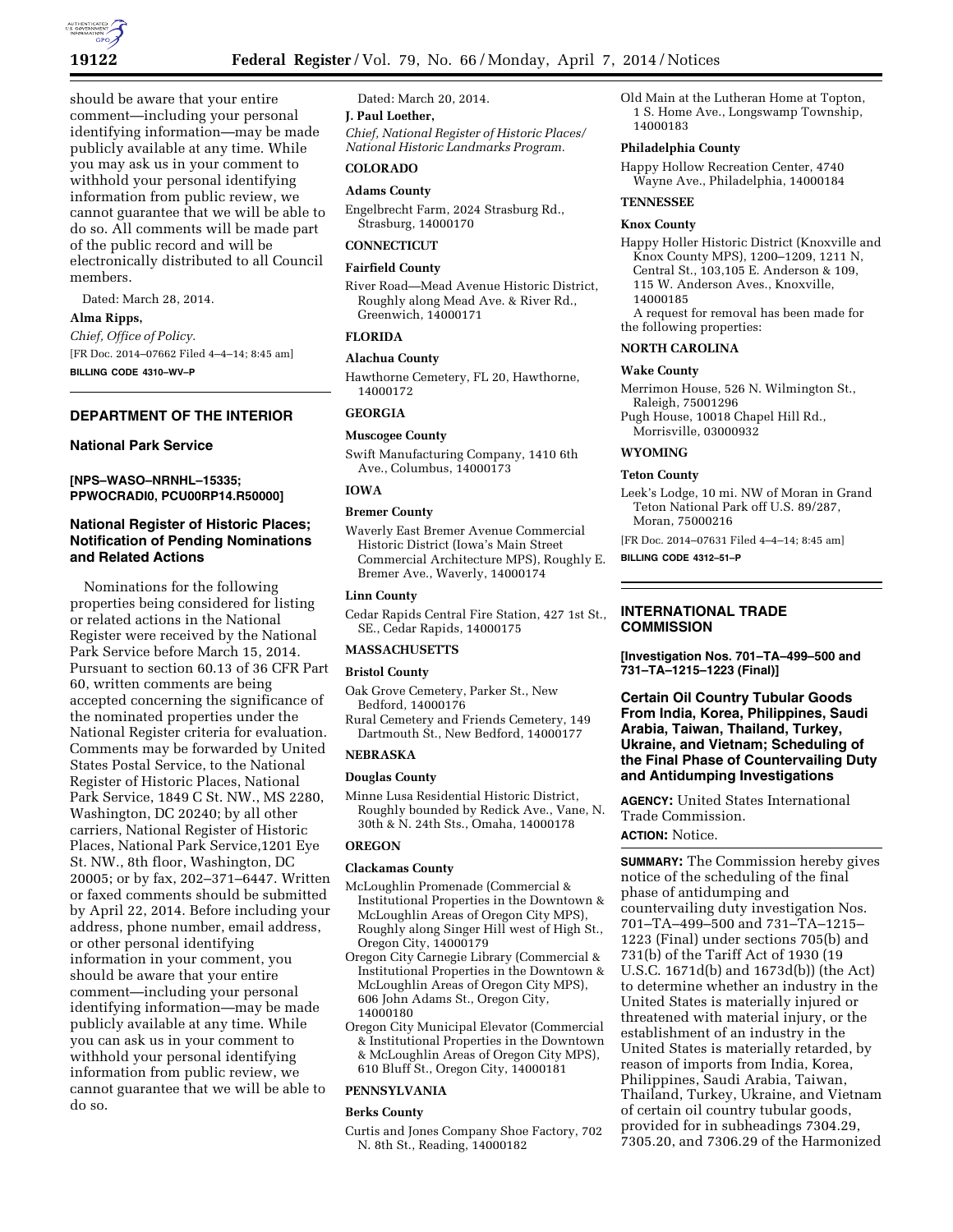should be aware that your entire comment—including your personal identifying information—may be made publicly available at any time. While you may ask us in your comment to withhold your personal identifying information from public review, we cannot guarantee that we will be able to do so. All comments will be made part of the public record and will be electronically distributed to all Council members.

Dated: March 28, 2014.

**Alma Ripps,**

*Chief, Office of Policy.*

[FR Doc. 2014–07662 Filed 4–4–14; 8:45 am]

**BILLING CODE 4310–WV–P**

---

## DEPARTMENT OF THE INTERIOR

### National Park Service

**[NPS–WASO–NRNHL–15335; PPWOCRADI0, PCU00RP14.R50000]**

### National Register of Historic Places; Notification of Pending Nominations and Related Actions

Nominations for the following properties being considered for listing or related actions in the National Register were received by the National Park Service before March 15, 2014. Pursuant to section 60.13 of 36 CFR Part 60, written comments are being accepted concerning the significance of the nominated properties under the National Register criteria for evaluation. Comments may be forwarded by United States Postal Service, to the National Register of Historic Places, National Park Service, 1849 C St. NW., MS 2280, Washington, DC 20240; by all other carriers, National Register of Historic Places, National Park Service,1201 Eye St. NW., 8th floor, Washington, DC 20005; or by fax, 202–371–6447. Written or faxed comments should be submitted by April 22, 2014. Before including your address, phone number, email address, or other personal identifying information in your comment, you should be aware that your entire comment—including your personal identifying information—may be made publicly available at any time. While you can ask us in your comment to withhold your personal identifying information from public review, we cannot guarantee that we will be able to do so.

Dated: March 20, 2014.

**J. Paul Loether,**

*Chief, National Register of Historic Places/ National Historic Landmarks Program.*

**COLORADO**

**Adams County**

Engelbrecht Farm, 2024 Strasburg Rd., Strasburg, 14000170

**CONNECTICUT**

**Fairfield County**

River Road—Mead Avenue Historic District, Roughly along Mead Ave. & River Rd., Greenwich, 14000171

**FLORIDA**

**Alachua County**

Hawthorne Cemetery, FL 20, Hawthorne, 14000172

**GEORGIA**

**Muscogee County**

Swift Manufacturing Company, 1410 6th Ave., Columbus, 14000173

**IOWA**

**Bremer County**

Waverly East Bremer Avenue Commercial Historic District (Iowa's Main Street Commercial Architecture MPS), Roughly E. Bremer Ave., Waverly, 14000174

**Linn County**

Cedar Rapids Central Fire Station, 427 1st St., SE., Cedar Rapids, 14000175

**MASSACHUSETTS**

**Bristol County**

Oak Grove Cemetery, Parker St., New Bedford, 14000176

Rural Cemetery and Friends Cemetery, 149 Dartmouth St., New Bedford, 14000177

**NEBRASKA**

**Douglas County**

Minne Lusa Residential Historic District, Roughly bounded by Redick Ave., Vane, N. 30th & N. 24th Sts., Omaha, 14000178

**OREGON**

**Clackamas County**

McLoughlin Promenade (Commercial & Institutional Properties in the Downtown & McLoughlin Areas of Oregon City MPS), Roughly along Singer Hill west of High St., Oregon City, 14000179

Oregon City Carnegie Library (Commercial & Institutional Properties in the Downtown & McLoughlin Areas of Oregon City MPS), 606 John Adams St., Oregon City, 14000180

Oregon City Municipal Elevator (Commercial & Institutional Properties in the Downtown & McLoughlin Areas of Oregon City MPS), 610 Bluff St., Oregon City, 14000181

**PENNSYLVANIA**

**Berks County**

Curtis and Jones Company Shoe Factory, 702 N. 8th St., Reading, 14000182

Old Main at the Lutheran Home at Topton, 1 S. Home Ave., Longswamp Township, 14000183

**Philadelphia County**

Happy Hollow Recreation Center, 4740 Wayne Ave., Philadelphia, 14000184

**TENNESSEE**

**Knox County**

Happy Holler Historic District (Knoxville and Knox County MPS), 1200–1209, 1211 N, Central St., 103,105 E. Anderson & 109, 115 W. Anderson Aves., Knoxville, 14000185

A request for removal has been made for the following properties:

**NORTH CAROLINA**

**Wake County**

Merrimon House, 526 N. Wilmington St., Raleigh, 75001296

Pugh House, 10018 Chapel Hill Rd., Morrisville, 03000932

**WYOMING**

**Teton County**

Leek's Lodge, 10 mi. NW of Moran in Grand Teton National Park off U.S. 89/287, Moran, 75000216

[FR Doc. 2014–07631 Filed 4–4–14; 8:45 am]

**BILLING CODE 4312–51–P**

---

## INTERNATIONAL TRADE COMMISSION

**[Investigation Nos. 701–TA–499–500 and 731–TA–1215–1223 (Final)]**

### Certain Oil Country Tubular Goods From India, Korea, Philippines, Saudi Arabia, Taiwan, Thailand, Turkey, Ukraine, and Vietnam; Scheduling of the Final Phase of Countervailing Duty and Antidumping Investigations

**AGENCY:** United States International Trade Commission.

**ACTION:** Notice.

**SUMMARY:** The Commission hereby gives notice of the scheduling of the final phase of antidumping and countervailing duty investigation Nos. 701–TA–499–500 and 731–TA–1215–1223 (Final) under sections 705(b) and 731(b) of the Tariff Act of 1930 (19 U.S.C. 1671d(b) and 1673d(b)) (the Act) to determine whether an industry in the United States is materially injured or threatened with material injury, or the establishment of an industry in the United States is materially retarded, by reason of imports from India, Korea, Philippines, Saudi Arabia, Taiwan, Thailand, Turkey, Ukraine, and Vietnam of certain oil country tubular goods, provided for in subheadings 7304.29, 7305.20, and 7306.29 of the Harmonized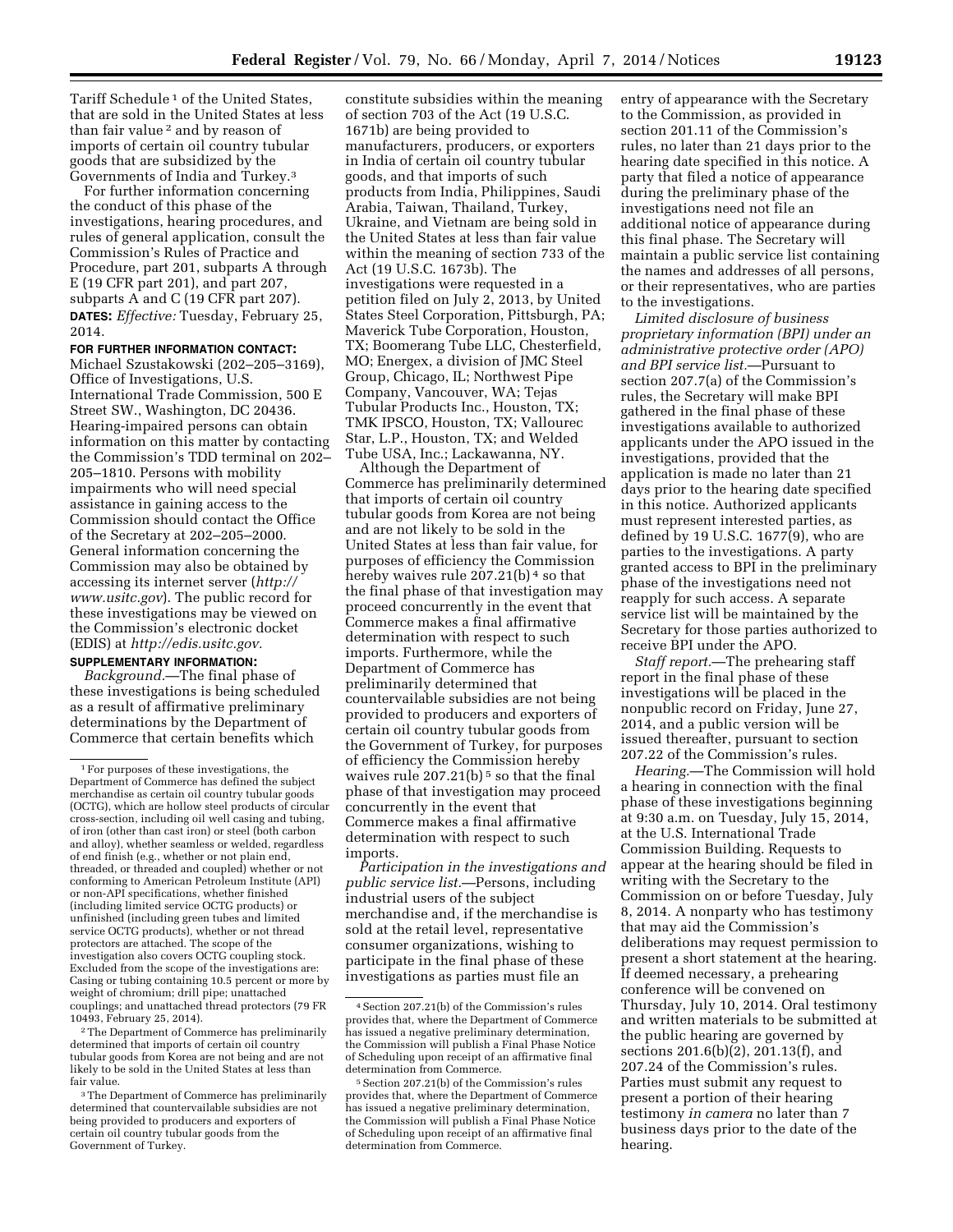Tariff Schedule [1] of the United States, that are sold in the United States at less than fair value [2] and by reason of imports of certain oil country tubular goods that are subsidized by the Governments of India and Turkey.[3]

For further information concerning the conduct of this phase of the investigations, hearing procedures, and rules of general application, consult the Commission's Rules of Practice and Procedure, part 201, subparts A through E (19 CFR part 201), and part 207, subparts A and C (19 CFR part 207).

**DATES:** *Effective:* Tuesday, February 25, 2014.

**FOR FURTHER INFORMATION CONTACT:** Michael Szustakowski (202–205–3169), Office of Investigations, U.S. International Trade Commission, 500 E Street SW., Washington, DC 20436. Hearing-impaired persons can obtain information on this matter by contacting the Commission's TDD terminal on 202–205–1810. Persons with mobility impairments who will need special assistance in gaining access to the Commission should contact the Office of the Secretary at 202–205–2000. General information concerning the Commission may also be obtained by accessing its internet server (*http://www.usitc.gov*). The public record for these investigations may be viewed on the Commission's electronic docket (EDIS) at *http://edis.usitc.gov.*

**SUPPLEMENTARY INFORMATION:**

*Background.*—The final phase of these investigations is being scheduled as a result of affirmative preliminary determinations by the Department of Commerce that certain benefits which constitute subsidies within the meaning of section 703 of the Act (19 U.S.C. 1671b) are being provided to manufacturers, producers, or exporters in India of certain oil country tubular goods, and that imports of such products from India, Philippines, Saudi Arabia, Taiwan, Thailand, Turkey, Ukraine, and Vietnam are being sold in the United States at less than fair value within the meaning of section 733 of the Act (19 U.S.C. 1673b). The investigations were requested in a petition filed on July 2, 2013, by United States Steel Corporation, Pittsburgh, PA; Maverick Tube Corporation, Houston, TX; Boomerang Tube LLC, Chesterfield, MO; Energex, a division of JMC Steel Group, Chicago, IL; Northwest Pipe Company, Vancouver, WA; Tejas Tubular Products Inc., Houston, TX; TMK IPSCO, Houston, TX; Vallourec Star, L.P., Houston, TX; and Welded Tube USA, Inc.; Lackawanna, NY.

Although the Department of Commerce has preliminarily determined that imports of certain oil country tubular goods from Korea are not being and are not likely to be sold in the United States at less than fair value, for purposes of efficiency the Commission hereby waives rule 207.21(b) [4] so that the final phase of that investigation may proceed concurrently in the event that Commerce makes a final affirmative determination with respect to such imports. Furthermore, while the Department of Commerce has preliminarily determined that countervailable subsidies are not being provided to producers and exporters of certain oil country tubular goods from the Government of Turkey, for purposes of efficiency the Commission hereby waives rule 207.21(b) [5] so that the final phase of that investigation may proceed concurrently in the event that Commerce makes a final affirmative determination with respect to such imports.

*Participation in the investigations and public service list.*—Persons, including industrial users of the subject merchandise and, if the merchandise is sold at the retail level, representative consumer organizations, wishing to participate in the final phase of these investigations as parties must file an entry of appearance with the Secretary to the Commission, as provided in section 201.11 of the Commission's rules, no later than 21 days prior to the hearing date specified in this notice. A party that filed a notice of appearance during the preliminary phase of the investigations need not file an additional notice of appearance during this final phase. The Secretary will maintain a public service list containing the names and addresses of all persons, or their representatives, who are parties to the investigations.

*Limited disclosure of business proprietary information (BPI) under an administrative protective order (APO) and BPI service list.*—Pursuant to section 207.7(a) of the Commission's rules, the Secretary will make BPI gathered in the final phase of these investigations available to authorized applicants under the APO issued in the investigations, provided that the application is made no later than 21 days prior to the hearing date specified in this notice. Authorized applicants must represent interested parties, as defined by 19 U.S.C. 1677(9), who are parties to the investigations. A party granted access to BPI in the preliminary phase of the investigations need not reapply for such access. A separate service list will be maintained by the Secretary for those parties authorized to receive BPI under the APO.

*Staff report.*—The prehearing staff report in the final phase of these investigations will be placed in the nonpublic record on Friday, June 27, 2014, and a public version will be issued thereafter, pursuant to section 207.22 of the Commission's rules.

*Hearing.*—The Commission will hold a hearing in connection with the final phase of these investigations beginning at 9:30 a.m. on Tuesday, July 15, 2014, at the U.S. International Trade Commission Building. Requests to appear at the hearing should be filed in writing with the Secretary to the Commission on or before Tuesday, July 8, 2014. A nonparty who has testimony that may aid the Commission's deliberations may request permission to present a short statement at the hearing. If deemed necessary, a prehearing conference will be convened on Thursday, July 10, 2014. Oral testimony and written materials to be submitted at the public hearing are governed by sections 201.6(b)(2), 201.13(f), and 207.24 of the Commission's rules. Parties must submit any request to present a portion of their hearing testimony *in camera* no later than 7 business days prior to the date of the hearing.

---

[1] For purposes of these investigations, the Department of Commerce has defined the subject merchandise as certain oil country tubular goods (OCTG), which are hollow steel products of circular cross-section, including oil well casing and tubing, of iron (other than cast iron) or steel (both carbon and alloy), whether seamless or welded, regardless of end finish (e.g., whether or not plain end, threaded, or threaded and coupled) whether or not conforming to American Petroleum Institute (API) or non-API specifications, whether finished (including limited service OCTG products) or unfinished (including green tubes and limited service OCTG products), whether or not thread protectors are attached. The scope of the investigation also covers OCTG coupling stock. Excluded from the scope of the investigations are: Casing or tubing containing 10.5 percent or more by weight of chromium; drill pipe; unattached couplings; and unattached thread protectors (79 FR 10493, February 25, 2014).

[2] The Department of Commerce has preliminarily determined that imports of certain oil country tubular goods from Korea are not being and are not likely to be sold in the United States at less than fair value.

[3] The Department of Commerce has preliminarily determined that countervailable subsidies are not being provided to producers and exporters of certain oil country tubular goods from the Government of Turkey.

[4] Section 207.21(b) of the Commission's rules provides that, where the Department of Commerce has issued a negative preliminary determination, the Commission will publish a Final Phase Notice of Scheduling upon receipt of an affirmative final determination from Commerce.

[5] Section 207.21(b) of the Commission's rules provides that, where the Department of Commerce has issued a negative preliminary determination, the Commission will publish a Final Phase Notice of Scheduling upon receipt of an affirmative final determination from Commerce.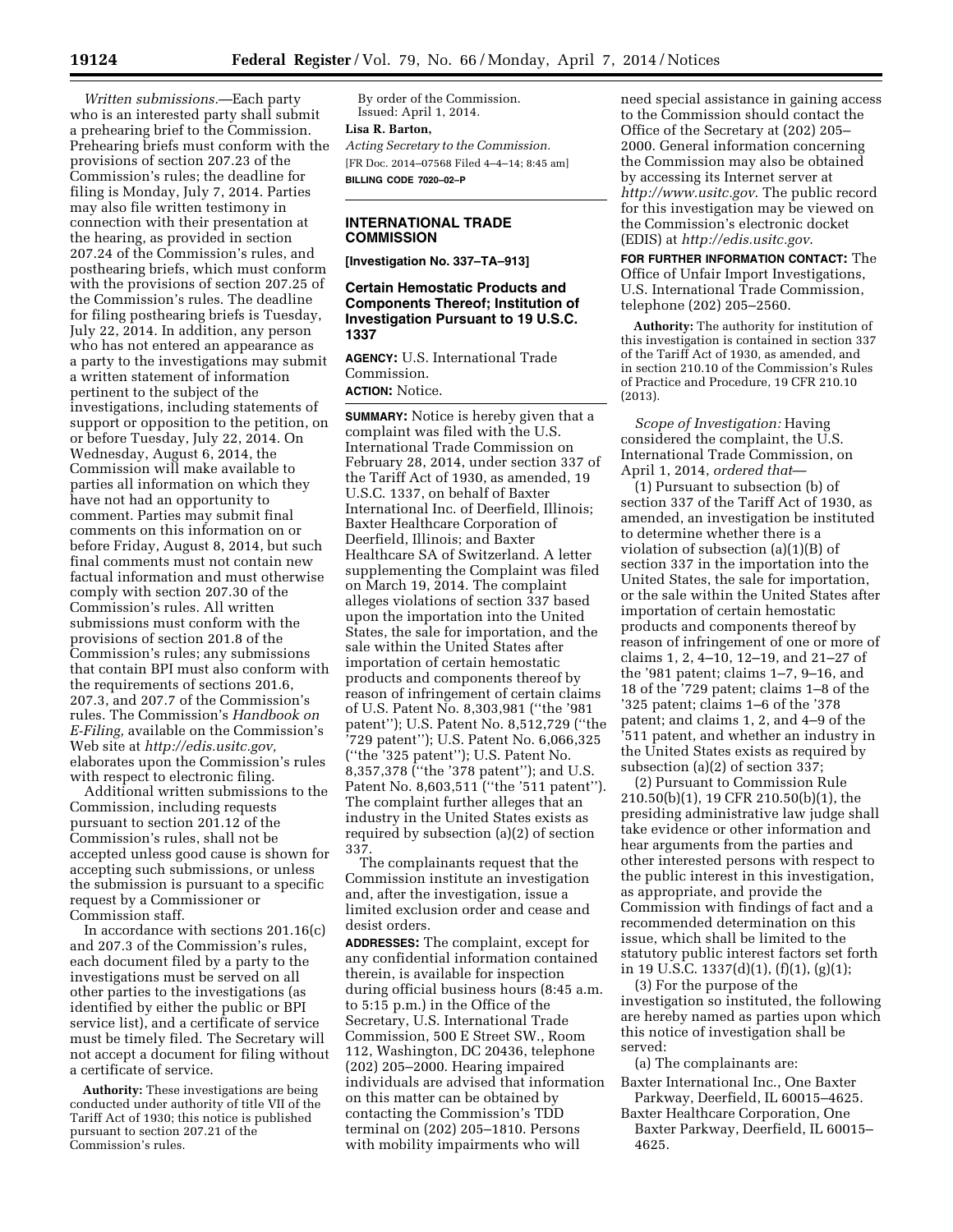*Written submissions.*—Each party who is an interested party shall submit a prehearing brief to the Commission. Prehearing briefs must conform with the provisions of section 207.23 of the Commission's rules; the deadline for filing is Monday, July 7, 2014. Parties may also file written testimony in connection with their presentation at the hearing, as provided in section 207.24 of the Commission's rules, and posthearing briefs, which must conform with the provisions of section 207.25 of the Commission's rules. The deadline for filing posthearing briefs is Tuesday, July 22, 2014. In addition, any person who has not entered an appearance as a party to the investigations may submit a written statement of information pertinent to the subject of the investigations, including statements of support or opposition to the petition, on or before Tuesday, July 22, 2014. On Wednesday, August 6, 2014, the Commission will make available to parties all information on which they have not had an opportunity to comment. Parties may submit final comments on this information on or before Friday, August 8, 2014, but such final comments must not contain new factual information and must otherwise comply with section 207.30 of the Commission's rules. All written submissions must conform with the provisions of section 201.8 of the Commission's rules; any submissions that contain BPI must also conform with the requirements of sections 201.6, 207.3, and 207.7 of the Commission's rules. The Commission's *Handbook on E-Filing,* available on the Commission's Web site at *http://edis.usitc.gov,* elaborates upon the Commission's rules with respect to electronic filing.

Additional written submissions to the Commission, including requests pursuant to section 201.12 of the Commission's rules, shall not be accepted unless good cause is shown for accepting such submissions, or unless the submission is pursuant to a specific request by a Commissioner or Commission staff.

In accordance with sections 201.16(c) and 207.3 of the Commission's rules, each document filed by a party to the investigations must be served on all other parties to the investigations (as identified by either the public or BPI service list), and a certificate of service must be timely filed. The Secretary will not accept a document for filing without a certificate of service.

**Authority:** These investigations are being conducted under authority of title VII of the Tariff Act of 1930; this notice is published pursuant to section 207.21 of the Commission's rules.

By order of the Commission.

Issued: April 1, 2014.

**Lisa R. Barton,**

*Acting Secretary to the Commission.*

[FR Doc. 2014–07568 Filed 4–4–14; 8:45 am]

**BILLING CODE 7020–02–P**

## INTERNATIONAL TRADE COMMISSION

**[Investigation No. 337–TA–913]**

### Certain Hemostatic Products and Components Thereof; Institution of Investigation Pursuant to 19 U.S.C. 1337

**AGENCY:** U.S. International Trade Commission.

**ACTION:** Notice.

**SUMMARY:** Notice is hereby given that a complaint was filed with the U.S. International Trade Commission on February 28, 2014, under section 337 of the Tariff Act of 1930, as amended, 19 U.S.C. 1337, on behalf of Baxter International Inc. of Deerfield, Illinois; Baxter Healthcare Corporation of Deerfield, Illinois; and Baxter Healthcare SA of Switzerland. A letter supplementing the Complaint was filed on March 19, 2014. The complaint alleges violations of section 337 based upon the importation into the United States, the sale for importation, and the sale within the United States after importation of certain hemostatic products and components thereof by reason of infringement of certain claims of U.S. Patent No. 8,303,981 (''the '981 patent''); U.S. Patent No. 8,512,729 (''the '729 patent''); U.S. Patent No. 6,066,325 (''the '325 patent''); U.S. Patent No. 8,357,378 (''the '378 patent''); and U.S. Patent No. 8,603,511 (''the '511 patent''). The complaint further alleges that an industry in the United States exists as required by subsection (a)(2) of section 337.

The complainants request that the Commission institute an investigation and, after the investigation, issue a limited exclusion order and cease and desist orders.

**ADDRESSES:** The complaint, except for any confidential information contained therein, is available for inspection during official business hours (8:45 a.m. to 5:15 p.m.) in the Office of the Secretary, U.S. International Trade Commission, 500 E Street SW., Room 112, Washington, DC 20436, telephone (202) 205–2000. Hearing impaired individuals are advised that information on this matter can be obtained by contacting the Commission's TDD terminal on (202) 205–1810. Persons with mobility impairments who will need special assistance in gaining access to the Commission should contact the Office of the Secretary at (202) 205–2000. General information concerning the Commission may also be obtained by accessing its Internet server at *http://www.usitc.gov*. The public record for this investigation may be viewed on the Commission's electronic docket (EDIS) at *http://edis.usitc.gov*.

**FOR FURTHER INFORMATION CONTACT:** The Office of Unfair Import Investigations, U.S. International Trade Commission, telephone (202) 205–2560.

**Authority:** The authority for institution of this investigation is contained in section 337 of the Tariff Act of 1930, as amended, and in section 210.10 of the Commission's Rules of Practice and Procedure, 19 CFR 210.10 (2013).

*Scope of Investigation:* Having considered the complaint, the U.S. International Trade Commission, on April 1, 2014, *ordered that*—

(1) Pursuant to subsection (b) of section 337 of the Tariff Act of 1930, as amended, an investigation be instituted to determine whether there is a violation of subsection (a)(1)(B) of section 337 in the importation into the United States, the sale for importation, or the sale within the United States after importation of certain hemostatic products and components thereof by reason of infringement of one or more of claims 1, 2, 4–10, 12–19, and 21–27 of the '981 patent; claims 1–7, 9–16, and 18 of the '729 patent; claims 1–8 of the '325 patent; claims 1–6 of the '378 patent; and claims 1, 2, and 4–9 of the '511 patent, and whether an industry in the United States exists as required by subsection (a)(2) of section 337;

(2) Pursuant to Commission Rule 210.50(b)(1), 19 CFR 210.50(b)(1), the presiding administrative law judge shall take evidence or other information and hear arguments from the parties and other interested persons with respect to the public interest in this investigation, as appropriate, and provide the Commission with findings of fact and a recommended determination on this issue, which shall be limited to the statutory public interest factors set forth in 19 U.S.C. 1337(d)(1), (f)(1), (g)(1);

(3) For the purpose of the investigation so instituted, the following are hereby named as parties upon which this notice of investigation shall be served:

(a) The complainants are:

Baxter International Inc., One Baxter Parkway, Deerfield, IL 60015–4625.

Baxter Healthcare Corporation, One Baxter Parkway, Deerfield, IL 60015–4625.